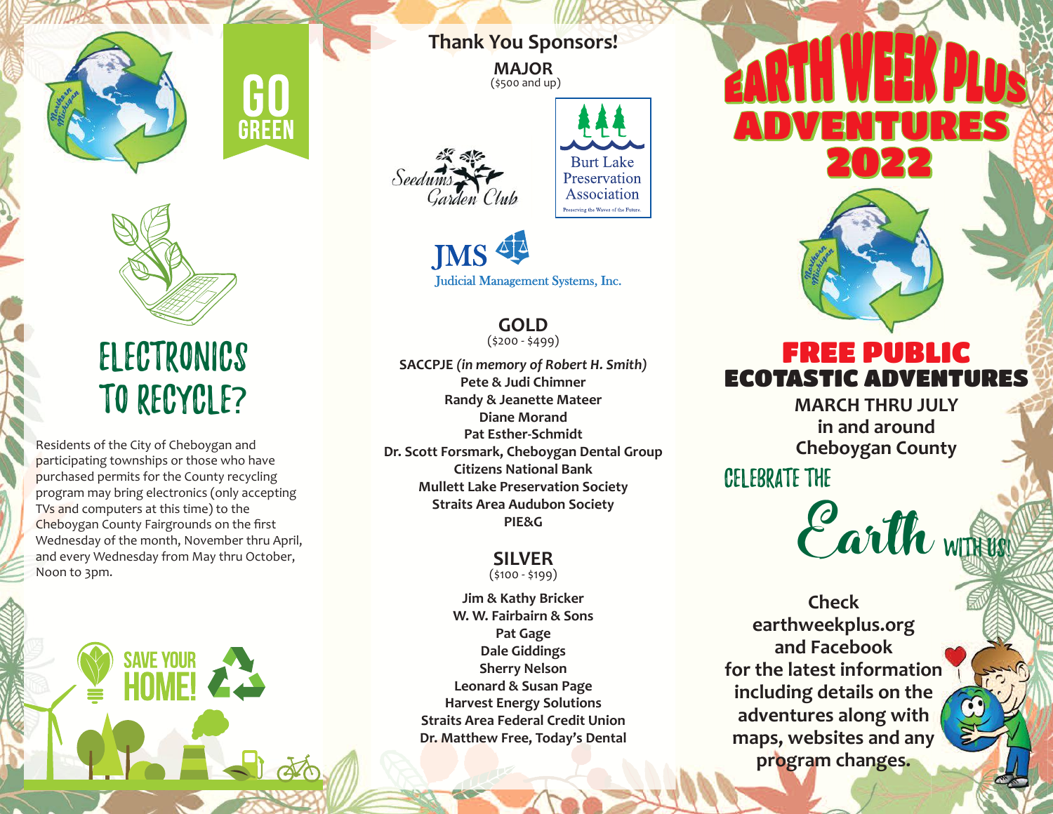GO GREEN

# ELECTRONICS TO RECYCLE?

Residents of the City of Cheboygan and participating townships or those who have purchased permits for the County recycling program may bring electronics (only accepting TVs and computers at this time) to the Cheboygan County Fairgrounds on the first Wednesday of the month, November thru April, and every Wednesday from May thru October, Noon to 3pm.

SAVE YOUR HOME!

## Thank You Sponsors!

### MAJOR
($500 and up)

Seedums Garden Club

Burt Lake Preservation Association
Preserving the Waves of the Future.

JMS Judicial Management Systems, Inc.

### GOLD
($200 - $499)

**SACCPJE** ***(in memory of Robert H. Smith)***
**Pete & Judi Chimner**
**Randy & Jeanette Mateer**
**Diane Morand**
**Pat Esther-Schmidt**
**Dr. Scott Forsmark, Cheboygan Dental Group**
**Citizens National Bank**
**Mullett Lake Preservation Society**
**Straits Area Audubon Society**
**PIE&G**

### SILVER
($100 - $199)

**Jim & Kathy Bricker**
**W. W. Fairbairn & Sons**
**Pat Gage**
**Dale Giddings**
**Sherry Nelson**
**Leonard & Susan Page**
**Harvest Energy Solutions**
**Straits Area Federal Credit Union**
**Dr. Matthew Free, Today's Dental**

# EARTH WEEK PLUS ADVENTURES 2022

## FREE PUBLIC ECOTASTIC ADVENTURES

**MARCH THRU JULY in and around Cheboygan County**

CELEBRATE THE Earth WITH US!

**Check earthweekplus.org and Facebook for the latest information including details on the adventures along with maps, websites and any program changes.**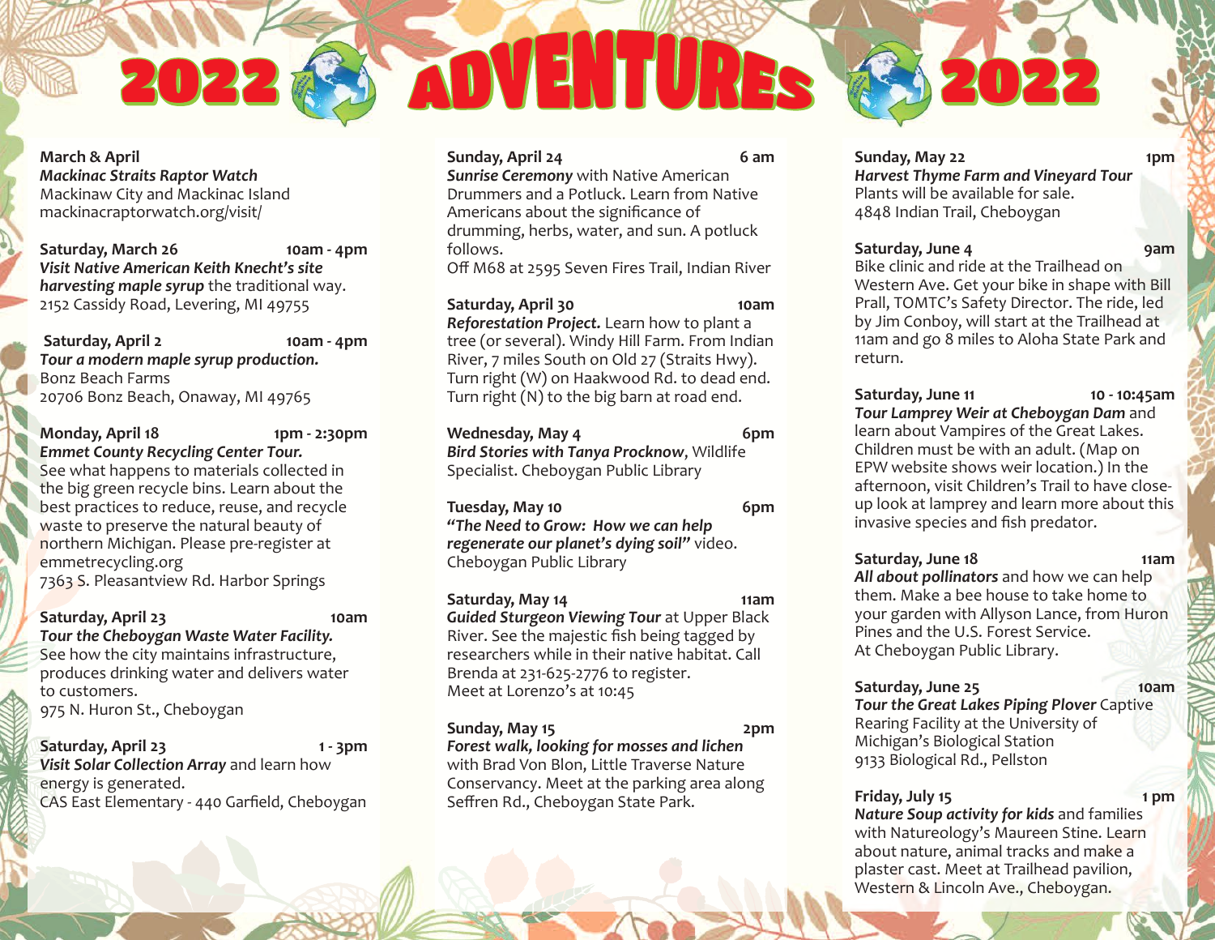# 2022 ADVENTURES 2022

**March & April**
***Mackinac Straits Raptor Watch***
Mackinaw City and Mackinac Island
mackinacraptorwatch.org/visit/

**Saturday, March 26** **10am - 4pm**
***Visit Native American Keith Knecht's site harvesting maple syrup*** the traditional way.
2152 Cassidy Road, Levering, MI 49755

**Saturday, April 2** **10am - 4pm**
***Tour a modern maple syrup production.***
Bonz Beach Farms
20706 Bonz Beach, Onaway, MI 49765

**Monday, April 18** **1pm - 2:30pm**
***Emmet County Recycling Center Tour.***
See what happens to materials collected in the big green recycle bins. Learn about the best practices to reduce, reuse, and recycle waste to preserve the natural beauty of northern Michigan. Please pre-register at emmetrecycling.org
7363 S. Pleasantview Rd. Harbor Springs

**Saturday, April 23** **10am**
***Tour the Cheboygan Waste Water Facility.***
See how the city maintains infrastructure, produces drinking water and delivers water to customers.
975 N. Huron St., Cheboygan

**Saturday, April 23** **1 - 3pm**
***Visit Solar Collection Array*** and learn how energy is generated.
CAS East Elementary - 440 Garfield, Cheboygan

**Sunday, April 24** **6 am**
***Sunrise Ceremony*** with Native American Drummers and a Potluck. Learn from Native Americans about the significance of drumming, herbs, water, and sun. A potluck follows.
Off M68 at 2595 Seven Fires Trail, Indian River

**Saturday, April 30** **10am**
***Reforestation Project.*** Learn how to plant a tree (or several). Windy Hill Farm. From Indian River, 7 miles South on Old 27 (Straits Hwy). Turn right (W) on Haakwood Rd. to dead end. Turn right (N) to the big barn at road end.

**Wednesday, May 4** **6pm**
***Bird Stories with Tanya Procknow***, Wildlife Specialist. Cheboygan Public Library

**Tuesday, May 10** **6pm**
***"The Need to Grow: How we can help regenerate our planet's dying soil"*** video.
Cheboygan Public Library

**Saturday, May 14** **11am**
***Guided Sturgeon Viewing Tour*** at Upper Black River. See the majestic fish being tagged by researchers while in their native habitat. Call Brenda at 231-625-2776 to register.
Meet at Lorenzo's at 10:45

**Sunday, May 15** **2pm**
***Forest walk, looking for mosses and lichen*** with Brad Von Blon, Little Traverse Nature Conservancy. Meet at the parking area along Seffren Rd., Cheboygan State Park.

**Sunday, May 22** **1pm**
***Harvest Thyme Farm and Vineyard Tour***
Plants will be available for sale.
4848 Indian Trail, Cheboygan

**Saturday, June 4** **9am**
Bike clinic and ride at the Trailhead on Western Ave. Get your bike in shape with Bill Prall, TOMTC's Safety Director. The ride, led by Jim Conboy, will start at the Trailhead at 11am and go 8 miles to Aloha State Park and return.

**Saturday, June 11** **10 - 10:45am**
***Tour Lamprey Weir at Cheboygan Dam*** and learn about Vampires of the Great Lakes. Children must be with an adult. (Map on EPW website shows weir location.) In the afternoon, visit Children's Trail to have close-up look at lamprey and learn more about this invasive species and fish predator.

**Saturday, June 18** **11am**
***All about pollinators*** and how we can help them. Make a bee house to take home to your garden with Allyson Lance, from Huron Pines and the U.S. Forest Service.
At Cheboygan Public Library.

**Saturday, June 25** **10am**
***Tour the Great Lakes Piping Plover*** Captive Rearing Facility at the University of Michigan's Biological Station
9133 Biological Rd., Pellston

**Friday, July 15** **1 pm**
***Nature Soup activity for kids*** and families with Natureology's Maureen Stine. Learn about nature, animal tracks and make a plaster cast. Meet at Trailhead pavilion, Western & Lincoln Ave., Cheboygan.